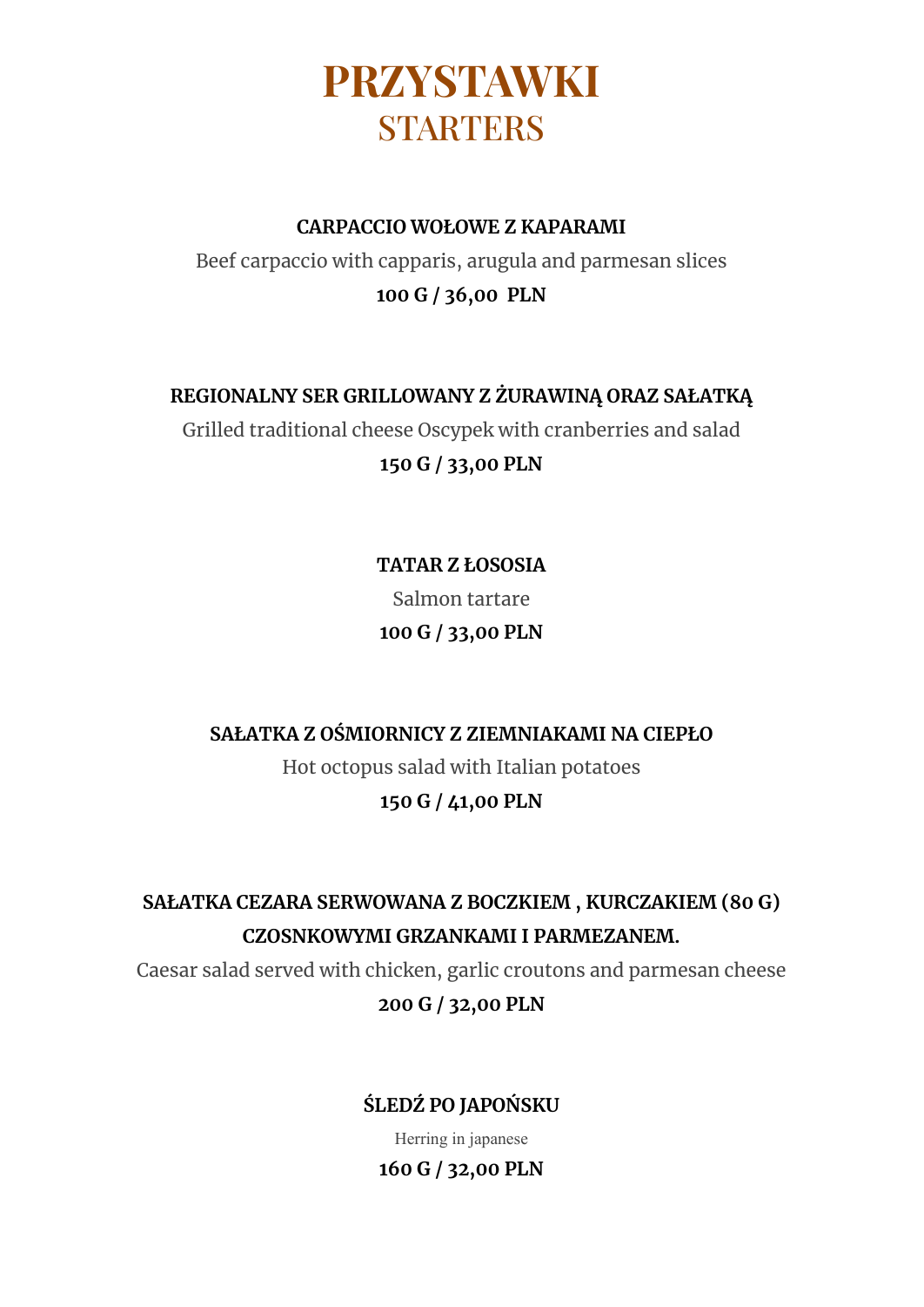# PRZYSTAWKI
## STARTERS

**CARPACCIO WOŁOWE Z KAPARAMI**

Beef carpaccio with capparis, arugula and parmesan slices

**100 G / 36,00 PLN**

**REGIONALNY SER GRILLOWANY Z ŻURAWINĄ ORAZ SAŁATKĄ**

Grilled traditional cheese Oscypek with cranberries and salad

**150 G / 33,00 PLN**

**TATAR Z ŁOSOSIA**

Salmon tartare

**100 G / 33,00 PLN**

**SAŁATKA Z OŚMIORNICY Z ZIEMNIAKAMI NA CIEPŁO**

Hot octopus salad with Italian potatoes

**150 G / 41,00 PLN**

**SAŁATKA CEZARA SERWOWANA Z BOCZKIEM , KURCZAKIEM (80 G) CZOSNKOWYMI GRZANKAMI I PARMEZANEM.**

Caesar salad served with chicken, garlic croutons and parmesan cheese

**200 G / 32,00 PLN**

**ŚLEDŹ PO JAPOŃSKU**

Herring in japanese

**160 G / 32,00 PLN**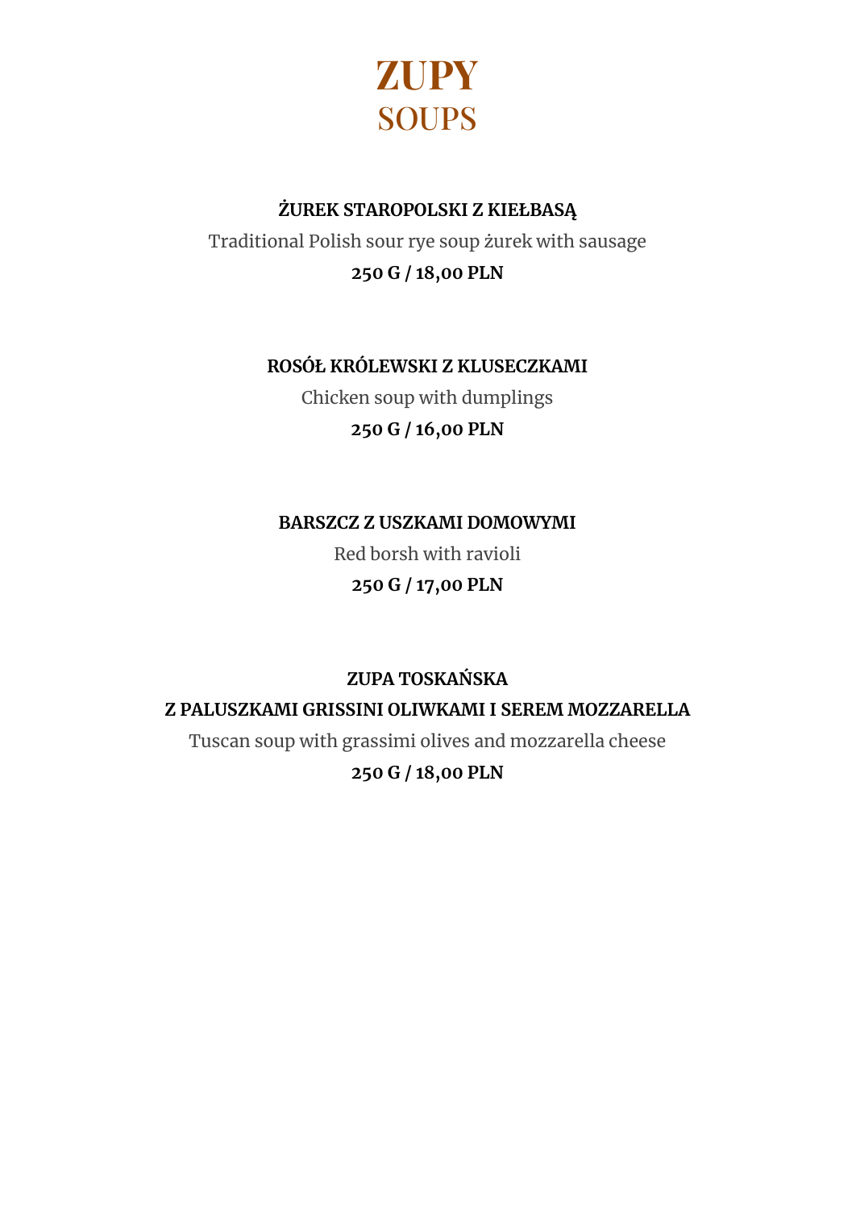# ZUPY
## SOUPS

**ŻUREK STAROPOLSKI Z KIEŁBASĄ**

Traditional Polish sour rye soup żurek with sausage

**250 G / 18,00 PLN**

**ROSÓŁ KRÓLEWSKI Z KLUSECZKAMI**

Chicken soup with dumplings

**250 G / 16,00 PLN**

**BARSZCZ Z USZKAMI DOMOWYMI**

Red borsh with ravioli

**250 G / 17,00 PLN**

**ZUPA TOSKAŃSKA**
**Z PALUSZKAMI GRISSINI OLIWKAMI I SEREM MOZZARELLA**

Tuscan soup with grassimi olives and mozzarella cheese

**250 G / 18,00 PLN**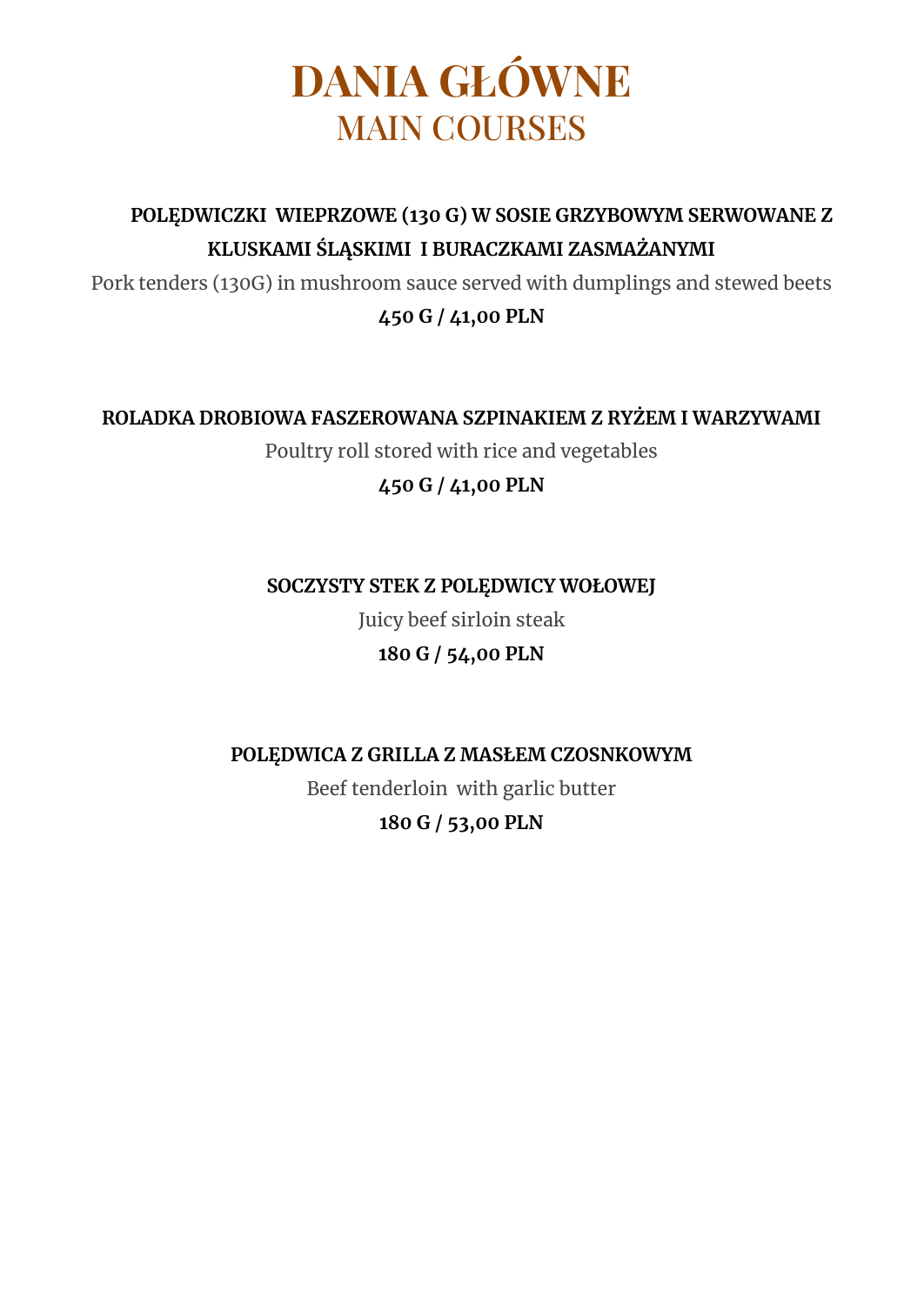# DANIA GŁÓWNE
## MAIN COURSES

**POLĘDWICZKI WIEPRZOWE (130 G) W SOSIE GRZYBOWYM SERWOWANE Z KLUSKAMI ŚLĄSKIMI I BURACZKAMI ZASMAŻANYMI**

Pork tenders (130G) in mushroom sauce served with dumplings and stewed beets

**450 G / 41,00 PLN**

**ROLADKA DROBIOWA FASZEROWANA SZPINAKIEM Z RYŻEM I WARZYWAMI**

Poultry roll stored with rice and vegetables

**450 G / 41,00 PLN**

**SOCZYSTY STEK Z POLĘDWICY WOŁOWEJ**

Juicy beef sirloin steak

**180 G / 54,00 PLN**

**POLĘDWICA Z GRILLA Z MASŁEM CZOSNKOWYM**

Beef tenderloin with garlic butter

**180 G / 53,00 PLN**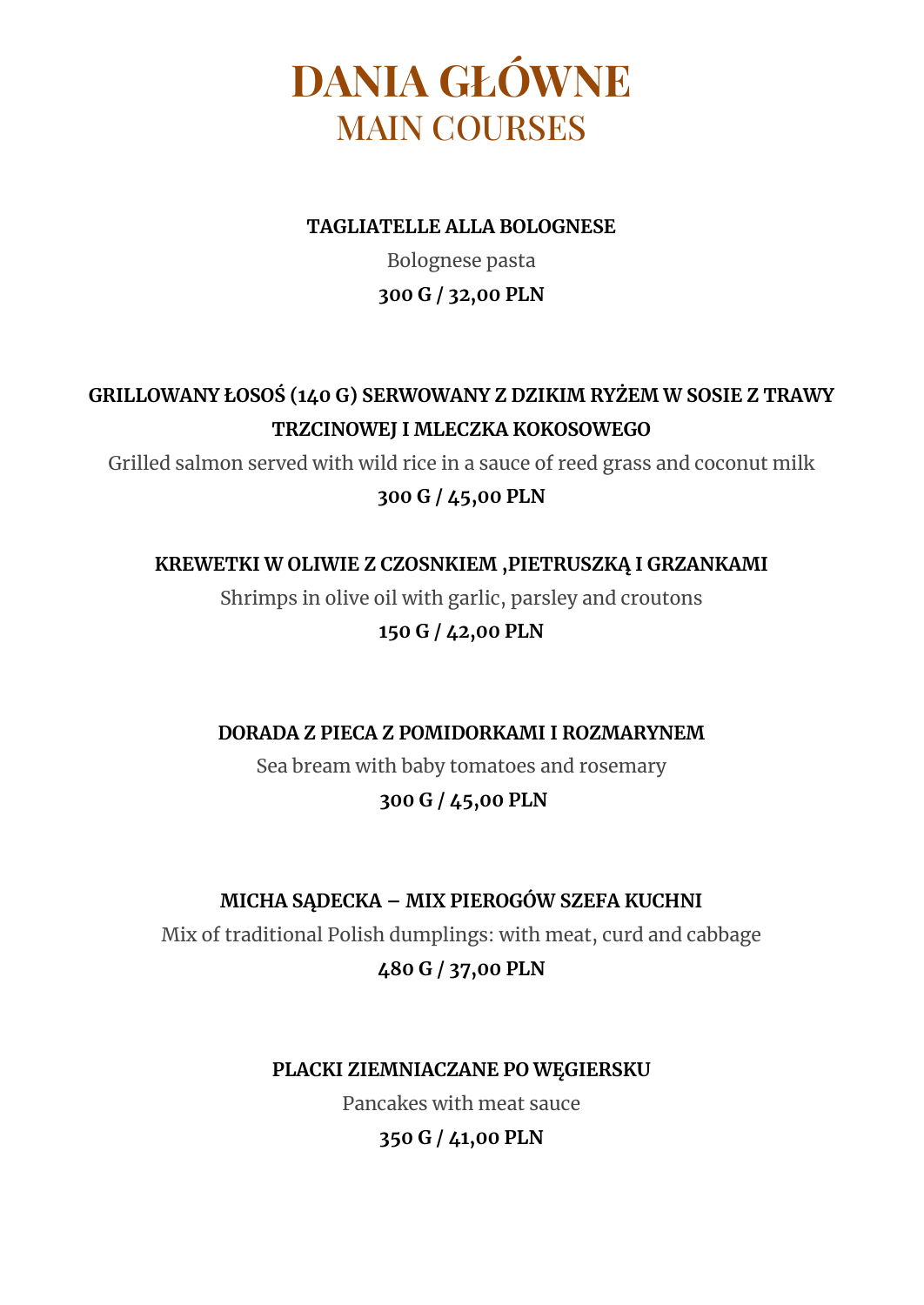# DANIA GŁÓWNE
## MAIN COURSES

**TAGLIATELLE ALLA BOLOGNESE**

Bolognese pasta

**300 G / 32,00 PLN**

**GRILLOWANY ŁOSOŚ (140 G) SERWOWANY Z DZIKIM RYŻEM W SOSIE Z TRAWY TRZCINOWEJ I MLECZKA KOKOSOWEGO**

Grilled salmon served with wild rice in a sauce of reed grass and coconut milk

**300 G / 45,00 PLN**

**KREWETKI W OLIWIE Z CZOSNKIEM ,PIETRUSZKĄ I GRZANKAMI**

Shrimps in olive oil with garlic, parsley and croutons

**150 G / 42,00 PLN**

**DORADA Z PIECA Z POMIDORKAMI I ROZMARYNEM**

Sea bream with baby tomatoes and rosemary

**300 G / 45,00 PLN**

**MICHA SĄDECKA – MIX PIEROGÓW SZEFA KUCHNI**

Mix of traditional Polish dumplings: with meat, curd and cabbage

**480 G / 37,00 PLN**

**PLACKI ZIEMNIACZANE PO WĘGIERSKU**

Pancakes with meat sauce

**350 G / 41,00 PLN**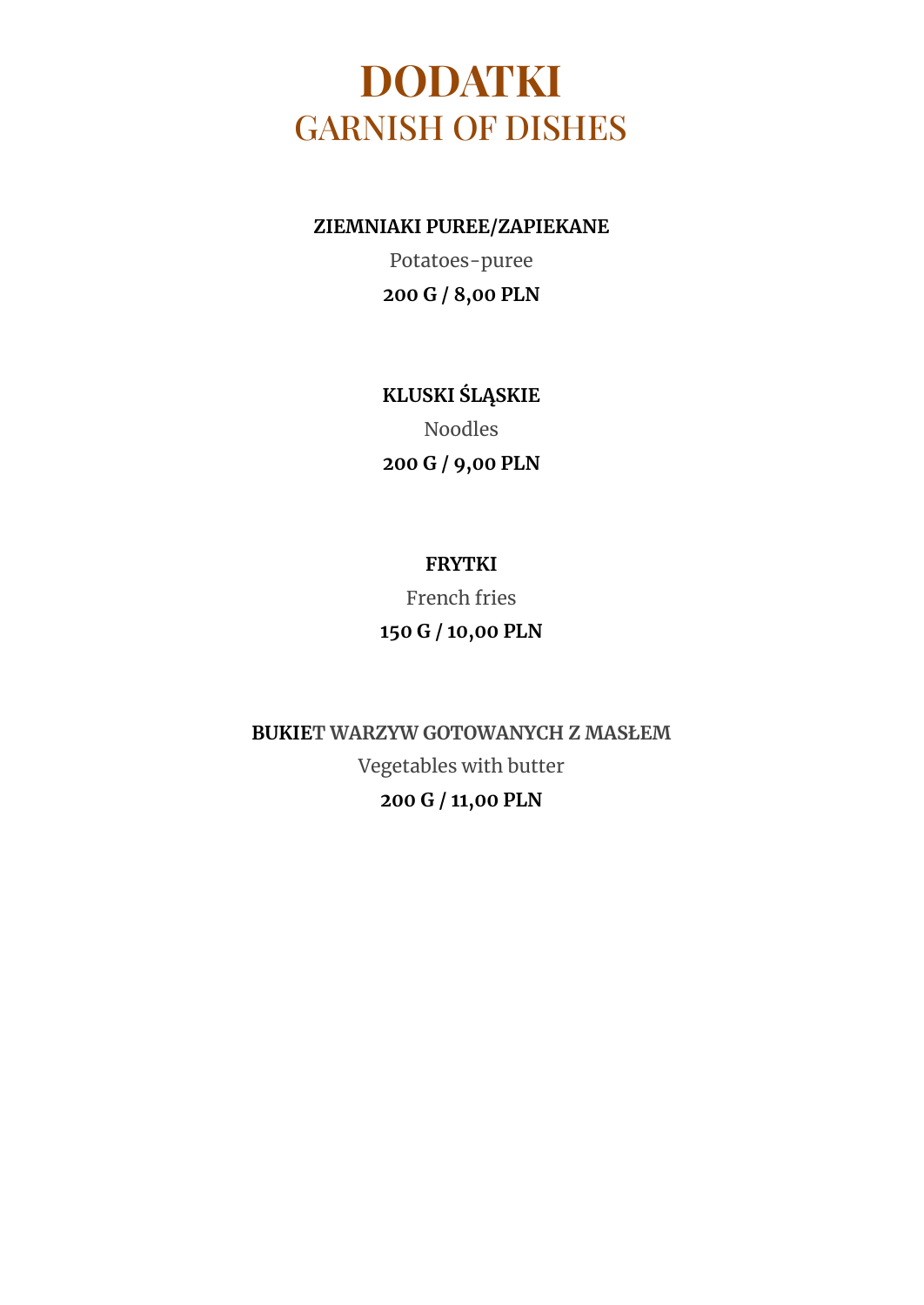# DODATKI
## GARNISH OF DISHES

**ZIEMNIAKI PUREE/ZAPIEKANE**

Potatoes-puree

**200 G / 8,00 PLN**

**KLUSKI ŚLĄSKIE**

Noodles

**200 G / 9,00 PLN**

**FRYTKI**

French fries

**150 G / 10,00 PLN**

**BUKIET WARZYW GOTOWANYCH Z MASŁEM**

Vegetables with butter

**200 G / 11,00 PLN**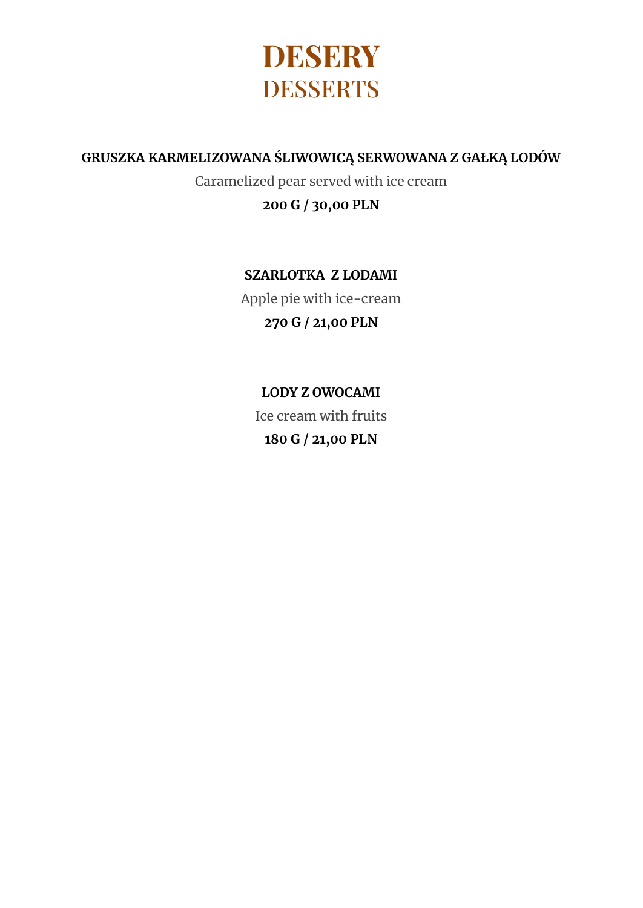# DESERY
## DESSERTS

**GRUSZKA KARMELIZOWANA ŚLIWOWICĄ SERWOWANA Z GAŁKĄ LODÓW**

Caramelized pear served with ice cream

**200 G / 30,00 PLN**

**SZARLOTKA Z LODAMI**

Apple pie with ice-cream

**270 G / 21,00 PLN**

**LODY Z OWOCAMI**

Ice cream with fruits

**180 G / 21,00 PLN**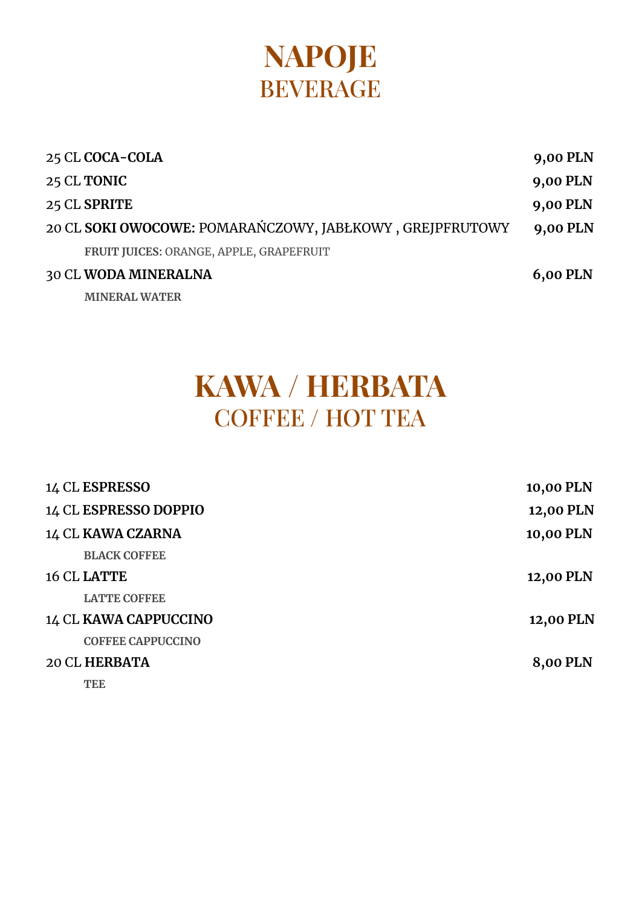# NAPOJE
## BEVERAGE

25 CL **COCA-COLA** **9,00 PLN**

25 CL **TONIC** **9,00 PLN**

25 CL **SPRITE** **9,00 PLN**

20 CL **SOKI OWOCOWE:** POMARAŃCZOWY, JABŁKOWY , GREJPFRUTOWY **9,00 PLN**

**FRUIT JUICES:** ORANGE, APPLE, GRAPEFRUIT

30 CL **WODA MINERALNA** **6,00 PLN**

**MINERAL WATER**

# KAWA / HERBATA
## COFFEE / HOT TEA

14 CL **ESPRESSO** **10,00 PLN**

14 CL **ESPRESSO DOPPIO** **12,00 PLN**

14 CL **KAWA CZARNA** **10,00 PLN**

**BLACK COFFEE**

16 CL **LATTE** **12,00 PLN**

**LATTE COFFEE**

14 CL **KAWA CAPPUCCINO** **12,00 PLN**

**COFFEE CAPPUCCINO**

20 CL **HERBATA** **8,00 PLN**

**TEE**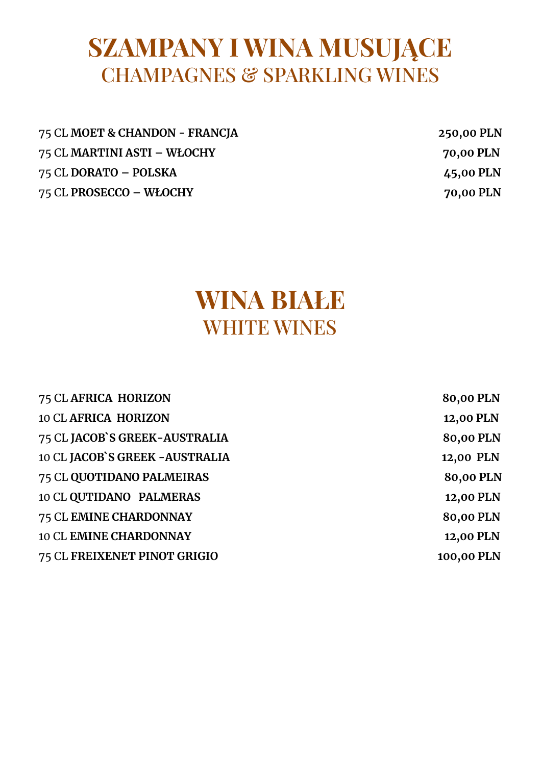# SZAMPANY I WINA MUSUJĄCE
## CHAMPAGNES & SPARKLING WINES

| | |
|---|---|
| 75 CL **MOET & CHANDON - FRANCJA** | **250,00 PLN** |
| 75 CL **MARTINI ASTI – WŁOCHY** | **70,00 PLN** |
| 75 CL **DORATO – POLSKA** | **45,00 PLN** |
| 75 CL **PROSECCO – WŁOCHY** | **70,00 PLN** |

# WINA BIAŁE
## WHITE WINES

| | |
|---|---|
| 75 CL **AFRICA HORIZON** | **80,00 PLN** |
| 10 CL **AFRICA HORIZON** | **12,00 PLN** |
| 75 CL **JACOB`S GREEK-AUSTRALIA** | **80,00 PLN** |
| 10 CL **JACOB`S GREEK -AUSTRALIA** | **12,00 PLN** |
| 75 CL **QUOTIDANO PALMEIRAS** | **80,00 PLN** |
| 10 CL **QUTIDANO PALMERAS** | **12,00 PLN** |
| 75 CL **EMINE CHARDONNAY** | **80,00 PLN** |
| 10 CL **EMINE CHARDONNAY** | **12,00 PLN** |
| 75 CL **FREIXENET PINOT GRIGIO** | **100,00 PLN** |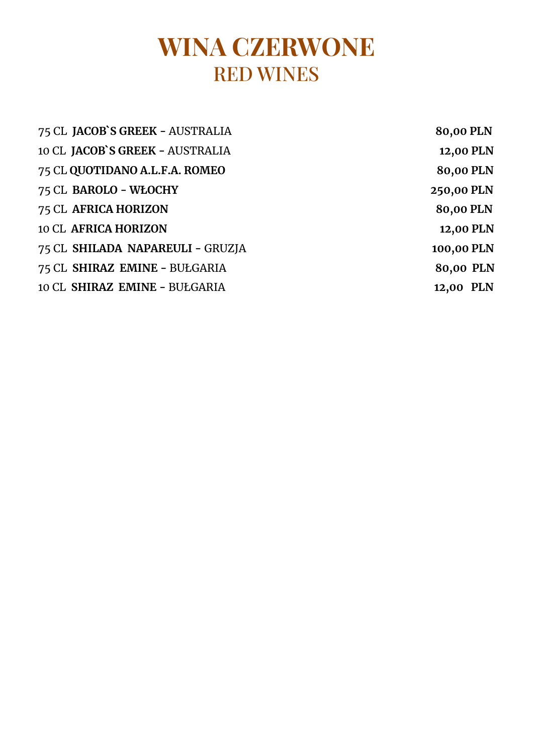# WINA CZERWONE
## RED WINES

75 CL **JACOB`S GREEK** - AUSTRALIA **80,00 PLN**
10 CL **JACOB`S GREEK** - AUSTRALIA **12,00 PLN**
75 CL **QUOTIDANO A.L.F.A. ROMEO** **80,00 PLN**
75 CL **BAROLO - WŁOCHY** **250,00 PLN**
75 CL **AFRICA HORIZON** **80,00 PLN**
10 CL **AFRICA HORIZON** **12,00 PLN**
75 CL **SHILADA NAPAREULI** - GRUZJA **100,00 PLN**
75 CL **SHIRAZ EMINE** - BUŁGARIA **80,00 PLN**
10 CL **SHIRAZ EMINE** - BUŁGARIA **12,00 PLN**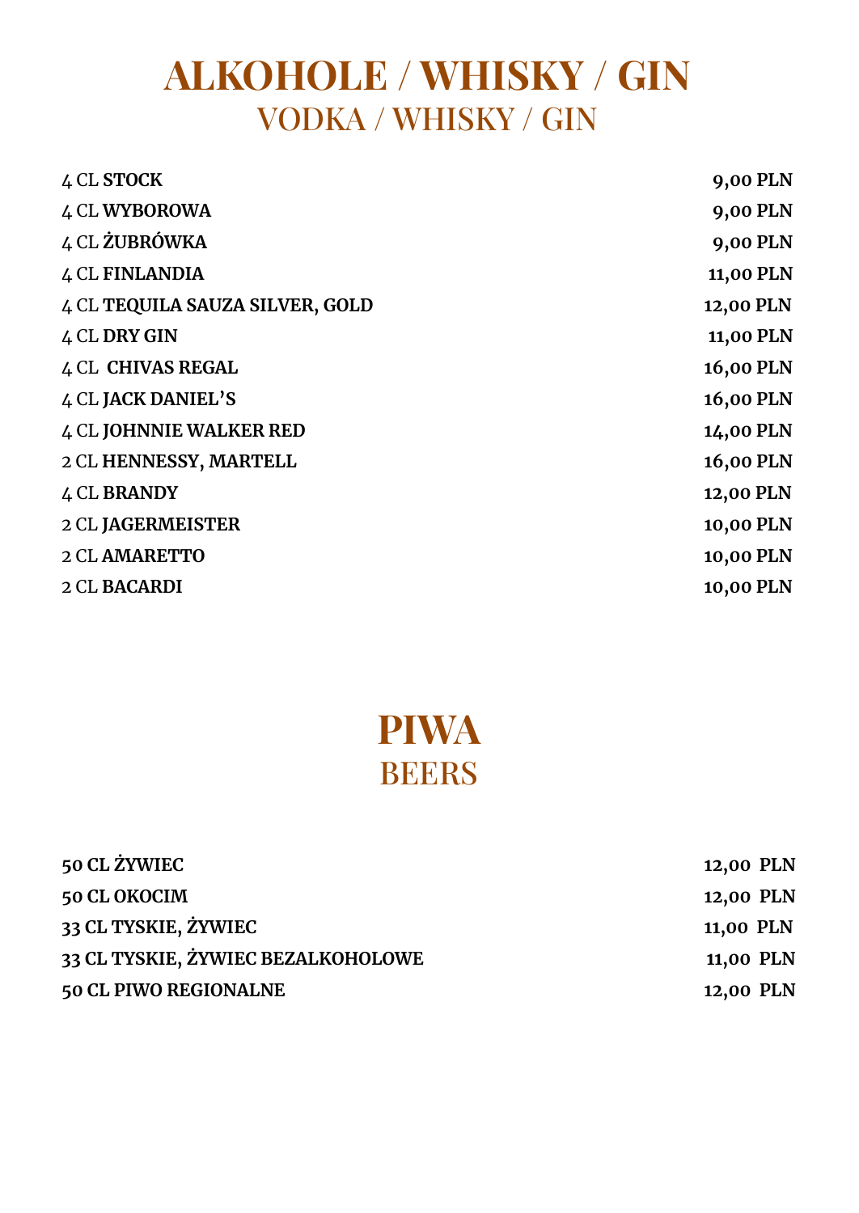# ALKOHOLE / WHISKY / GIN
## VODKA / WHISKY / GIN

| | |
|---|---|
| 4 CL **STOCK** | **9,00 PLN** |
| 4 CL **WYBOROWA** | **9,00 PLN** |
| 4 CL **ŻUBRÓWKA** | **9,00 PLN** |
| 4 CL **FINLANDIA** | **11,00 PLN** |
| 4 CL **TEQUILA SAUZA SILVER, GOLD** | **12,00 PLN** |
| 4 CL **DRY GIN** | **11,00 PLN** |
| 4 CL **CHIVAS REGAL** | **16,00 PLN** |
| 4 CL **JACK DANIEL'S** | **16,00 PLN** |
| 4 CL **JOHNNIE WALKER RED** | **14,00 PLN** |
| 2 CL **HENNESSY, MARTELL** | **16,00 PLN** |
| 4 CL **BRANDY** | **12,00 PLN** |
| 2 CL **JAGERMEISTER** | **10,00 PLN** |
| 2 CL **AMARETTO** | **10,00 PLN** |
| 2 CL **BACARDI** | **10,00 PLN** |

# PIWA
## BEERS

| | |
|---|---|
| **50 CL ŻYWIEC** | **12,00 PLN** |
| **50 CL OKOCIM** | **12,00 PLN** |
| **33 CL TYSKIE, ŻYWIEC** | **11,00 PLN** |
| **33 CL TYSKIE, ŻYWIEC BEZALKOHOLOWE** | **11,00 PLN** |
| **50 CL PIWO REGIONALNE** | **12,00 PLN** |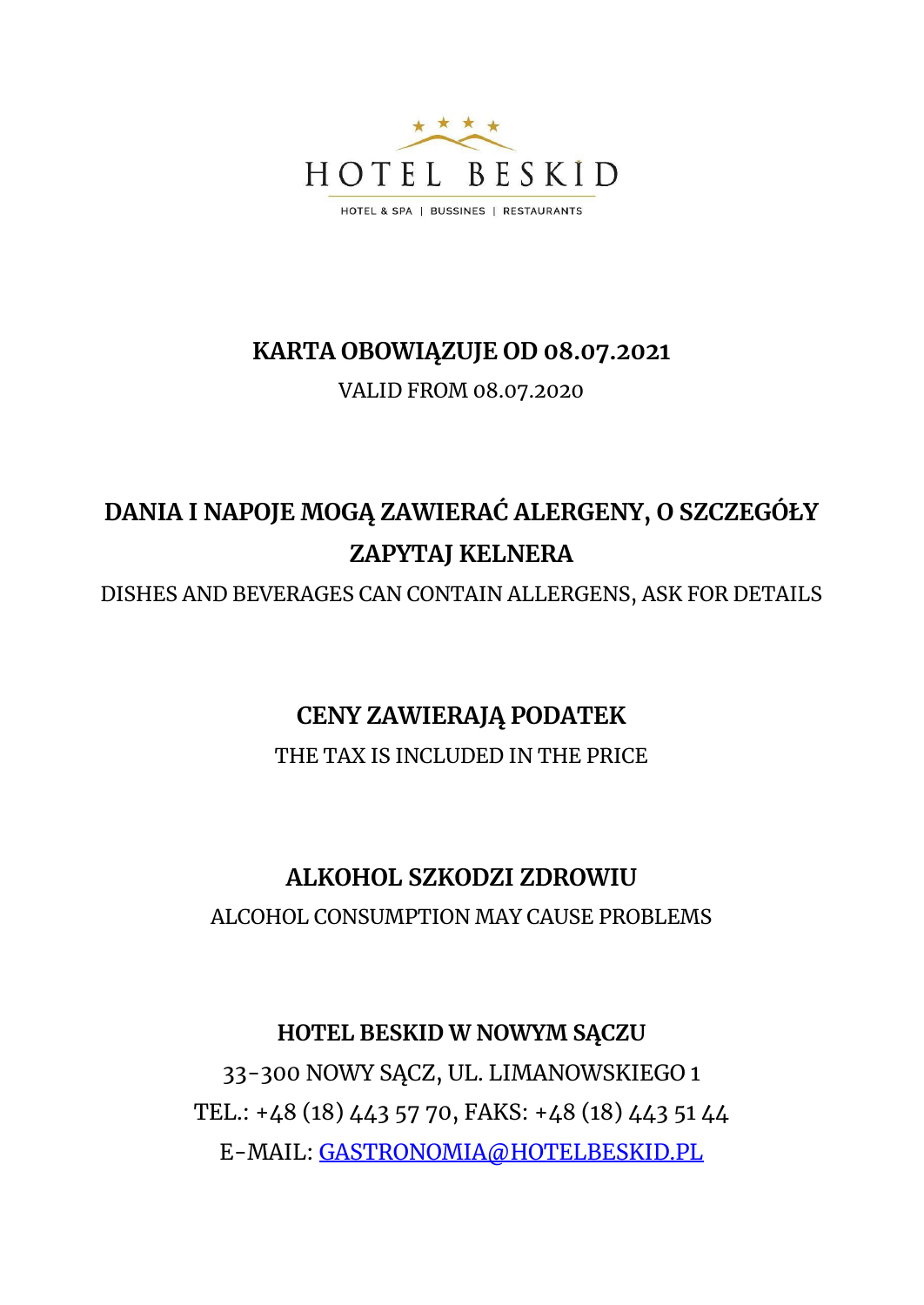HOTEL BESKID

HOTEL & SPA | BUSSINES | RESTAURANTS

**KARTA OBOWIĄZUJE OD 08.07.2021**

VALID FROM 08.07.2020

**DANIA I NAPOJE MOGĄ ZAWIERAĆ ALERGENY, O SZCZEGÓŁY ZAPYTAJ KELNERA**

DISHES AND BEVERAGES CAN CONTAIN ALLERGENS, ASK FOR DETAILS

**CENY ZAWIERAJĄ PODATEK**

THE TAX IS INCLUDED IN THE PRICE

**ALKOHOL SZKODZI ZDROWIU**

ALCOHOL CONSUMPTION MAY CAUSE PROBLEMS

**HOTEL BESKID W NOWYM SĄCZU**

33-300 NOWY SĄCZ, UL. LIMANOWSKIEGO 1

TEL.: +48 (18) 443 57 70, FAKS: +48 (18) 443 51 44

E-MAIL: GASTRONOMIA@HOTELBESKID.PL